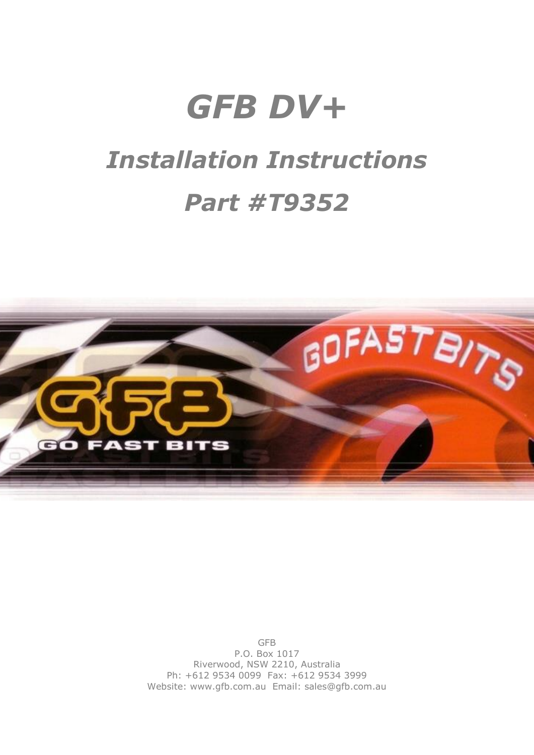# *GFB DV+*

## *Installation Instructions*

## *Part #T9352*

GFB
P.O. Box 1017
Riverwood, NSW 2210, Australia
Ph: +612 9534 0099 Fax: +612 9534 3999
Website: www.gfb.com.au Email: sales@gfb.com.au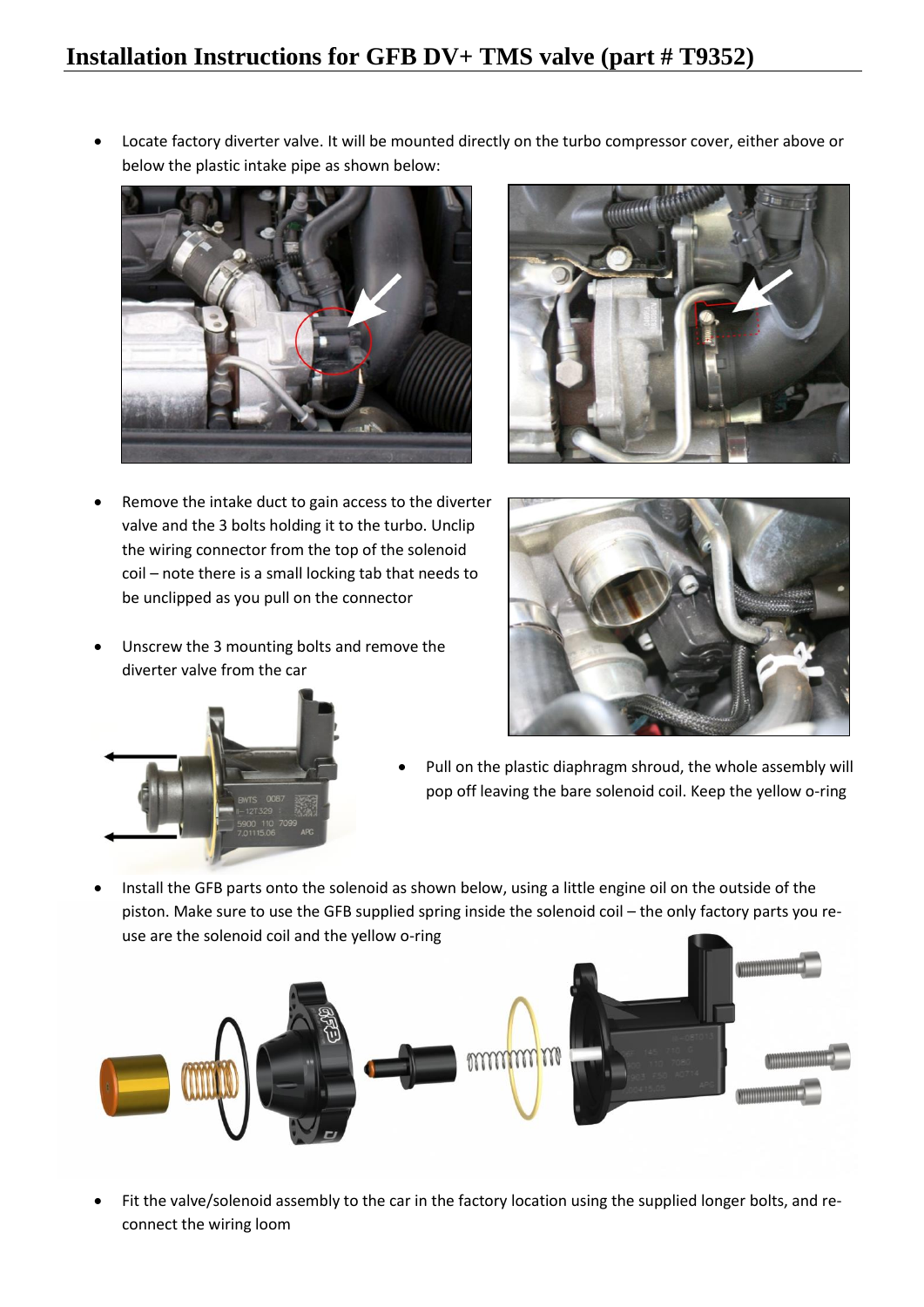# Installation Instructions for GFB DV+ TMS valve (part # T9352)

- Locate factory diverter valve. It will be mounted directly on the turbo compressor cover, either above or below the plastic intake pipe as shown below:

- Remove the intake duct to gain access to the diverter valve and the 3 bolts holding it to the turbo. Unclip the wiring connector from the top of the solenoid coil – note there is a small locking tab that needs to be unclipped as you pull on the connector

- Unscrew the 3 mounting bolts and remove the diverter valve from the car

- Pull on the plastic diaphragm shroud, the whole assembly will pop off leaving the bare solenoid coil. Keep the yellow o-ring

- Install the GFB parts onto the solenoid as shown below, using a little engine oil on the outside of the piston. Make sure to use the GFB supplied spring inside the solenoid coil – the only factory parts you re-use are the solenoid coil and the yellow o-ring

- Fit the valve/solenoid assembly to the car in the factory location using the supplied longer bolts, and re-connect the wiring loom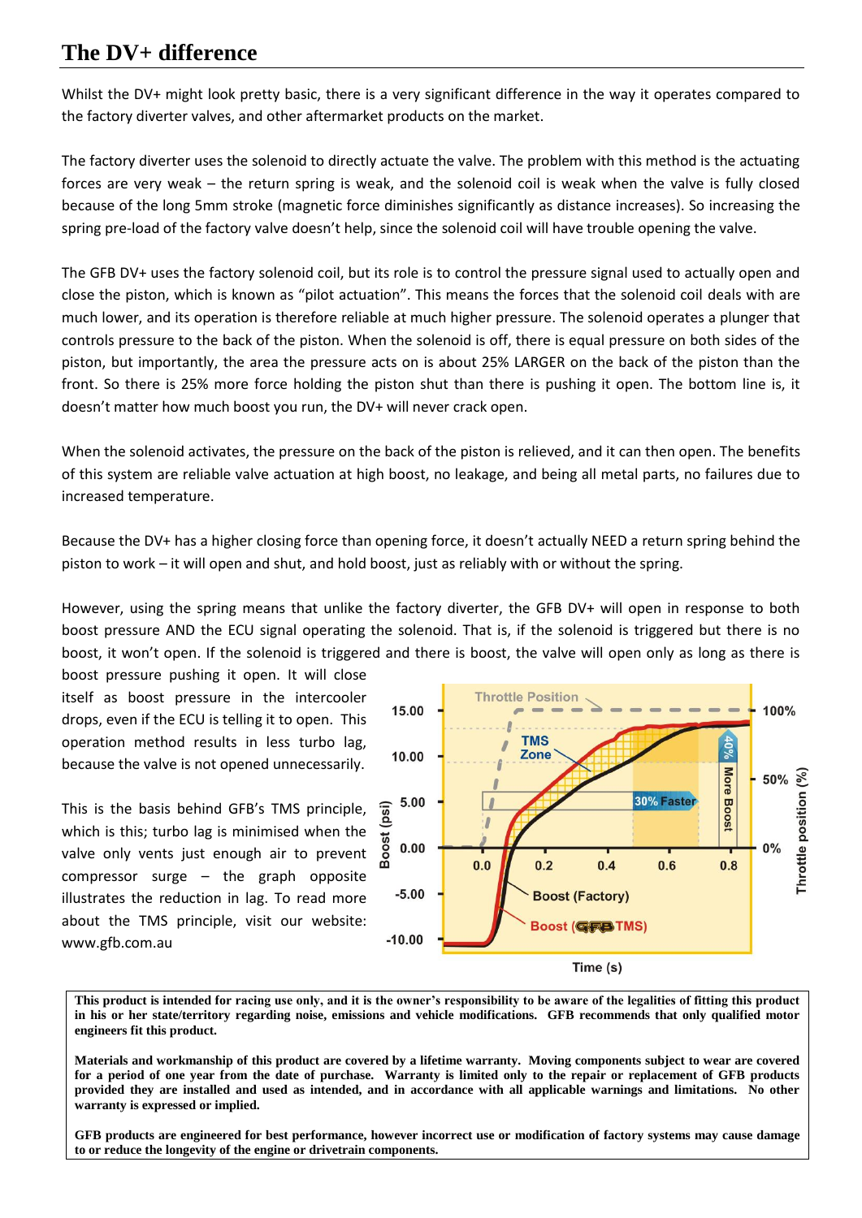# The DV+ difference

Whilst the DV+ might look pretty basic, there is a very significant difference in the way it operates compared to the factory diverter valves, and other aftermarket products on the market.

The factory diverter uses the solenoid to directly actuate the valve. The problem with this method is the actuating forces are very weak – the return spring is weak, and the solenoid coil is weak when the valve is fully closed because of the long 5mm stroke (magnetic force diminishes significantly as distance increases). So increasing the spring pre-load of the factory valve doesn't help, since the solenoid coil will have trouble opening the valve.

The GFB DV+ uses the factory solenoid coil, but its role is to control the pressure signal used to actually open and close the piston, which is known as "pilot actuation". This means the forces that the solenoid coil deals with are much lower, and its operation is therefore reliable at much higher pressure. The solenoid operates a plunger that controls pressure to the back of the piston. When the solenoid is off, there is equal pressure on both sides of the piston, but importantly, the area the pressure acts on is about 25% LARGER on the back of the piston than the front. So there is 25% more force holding the piston shut than there is pushing it open. The bottom line is, it doesn't matter how much boost you run, the DV+ will never crack open.

When the solenoid activates, the pressure on the back of the piston is relieved, and it can then open. The benefits of this system are reliable valve actuation at high boost, no leakage, and being all metal parts, no failures due to increased temperature.

Because the DV+ has a higher closing force than opening force, it doesn't actually NEED a return spring behind the piston to work – it will open and shut, and hold boost, just as reliably with or without the spring.

However, using the spring means that unlike the factory diverter, the GFB DV+ will open in response to both boost pressure AND the ECU signal operating the solenoid. That is, if the solenoid is triggered but there is no boost, it won't open. If the solenoid is triggered and there is boost, the valve will open only as long as there is boost pressure pushing it open. It will close itself as boost pressure in the intercooler drops, even if the ECU is telling it to open. This operation method results in less turbo lag, because the valve is not opened unnecessarily.

This is the basis behind GFB's TMS principle, which is this; turbo lag is minimised when the valve only vents just enough air to prevent compressor surge – the graph opposite illustrates the reduction in lag. To read more about the TMS principle, visit our website: www.gfb.com.au

**This product is intended for racing use only, and it is the owner's responsibility to be aware of the legalities of fitting this product in his or her state/territory regarding noise, emissions and vehicle modifications. GFB recommends that only qualified motor engineers fit this product.**

**Materials and workmanship of this product are covered by a lifetime warranty. Moving components subject to wear are covered for a period of one year from the date of purchase. Warranty is limited only to the repair or replacement of GFB products provided they are installed and used as intended, and in accordance with all applicable warnings and limitations. No other warranty is expressed or implied.**

**GFB products are engineered for best performance, however incorrect use or modification of factory systems may cause damage to or reduce the longevity of the engine or drivetrain components.**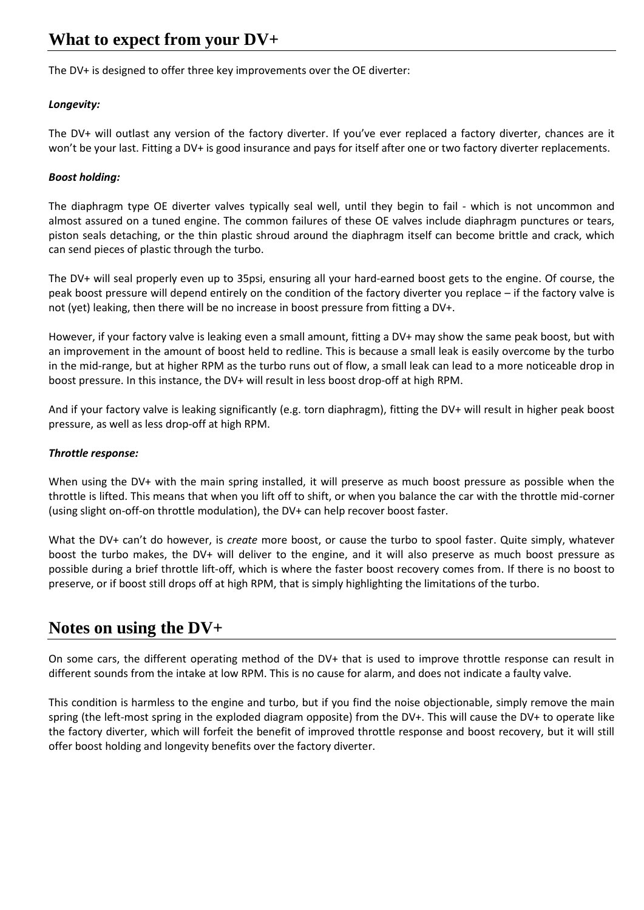## What to expect from your DV+

The DV+ is designed to offer three key improvements over the OE diverter:

***Longevity:***

The DV+ will outlast any version of the factory diverter. If you've ever replaced a factory diverter, chances are it won't be your last. Fitting a DV+ is good insurance and pays for itself after one or two factory diverter replacements.

***Boost holding:***

The diaphragm type OE diverter valves typically seal well, until they begin to fail - which is not uncommon and almost assured on a tuned engine. The common failures of these OE valves include diaphragm punctures or tears, piston seals detaching, or the thin plastic shroud around the diaphragm itself can become brittle and crack, which can send pieces of plastic through the turbo.

The DV+ will seal properly even up to 35psi, ensuring all your hard-earned boost gets to the engine. Of course, the peak boost pressure will depend entirely on the condition of the factory diverter you replace – if the factory valve is not (yet) leaking, then there will be no increase in boost pressure from fitting a DV+.

However, if your factory valve is leaking even a small amount, fitting a DV+ may show the same peak boost, but with an improvement in the amount of boost held to redline. This is because a small leak is easily overcome by the turbo in the mid-range, but at higher RPM as the turbo runs out of flow, a small leak can lead to a more noticeable drop in boost pressure. In this instance, the DV+ will result in less boost drop-off at high RPM.

And if your factory valve is leaking significantly (e.g. torn diaphragm), fitting the DV+ will result in higher peak boost pressure, as well as less drop-off at high RPM.

***Throttle response:***

When using the DV+ with the main spring installed, it will preserve as much boost pressure as possible when the throttle is lifted. This means that when you lift off to shift, or when you balance the car with the throttle mid-corner (using slight on-off-on throttle modulation), the DV+ can help recover boost faster.

What the DV+ can't do however, is *create* more boost, or cause the turbo to spool faster. Quite simply, whatever boost the turbo makes, the DV+ will deliver to the engine, and it will also preserve as much boost pressure as possible during a brief throttle lift-off, which is where the faster boost recovery comes from. If there is no boost to preserve, or if boost still drops off at high RPM, that is simply highlighting the limitations of the turbo.

## Notes on using the DV+

On some cars, the different operating method of the DV+ that is used to improve throttle response can result in different sounds from the intake at low RPM. This is no cause for alarm, and does not indicate a faulty valve.

This condition is harmless to the engine and turbo, but if you find the noise objectionable, simply remove the main spring (the left-most spring in the exploded diagram opposite) from the DV+. This will cause the DV+ to operate like the factory diverter, which will forfeit the benefit of improved throttle response and boost recovery, but it will still offer boost holding and longevity benefits over the factory diverter.